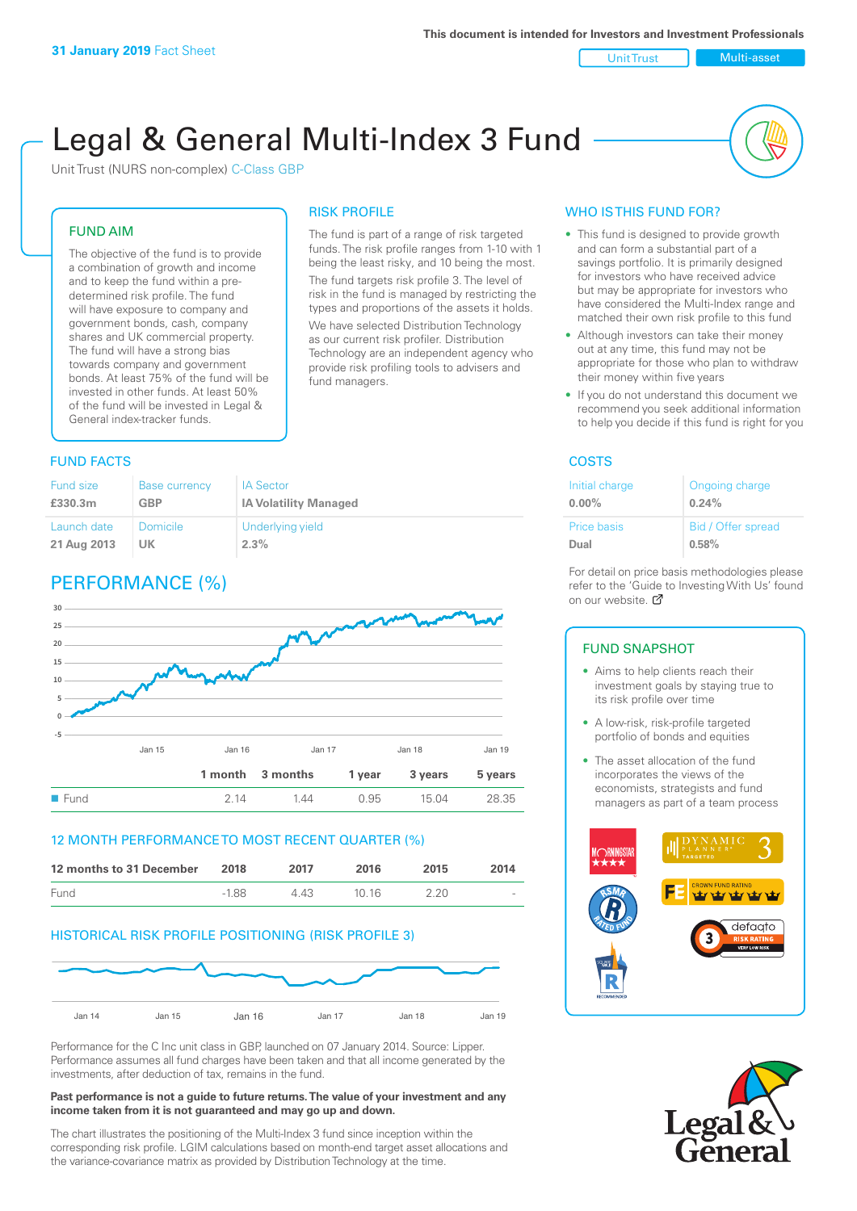31 January 2019 Fact Sheet

This document is intended for Investors and Investment Professionals

Unit Trust | Multi-asset

# Legal & General Multi-Index 3 Fund

Unit Trust (NURS non-complex) C-Class GBP

## FUND AIM

The objective of the fund is to provide a combination of growth and income and to keep the fund within a pre-determined risk profile. The fund will have exposure to company and government bonds, cash, company shares and UK commercial property. The fund will have a strong bias towards company and government bonds. At least 75% of the fund will be invested in other funds. At least 50% of the fund will be invested in Legal & General index-tracker funds.

## RISK PROFILE

The fund is part of a range of risk targeted funds. The risk profile ranges from 1-10 with 1 being the least risky, and 10 being the most.

The fund targets risk profile 3. The level of risk in the fund is managed by restricting the types and proportions of the assets it holds. We have selected Distribution Technology as our current risk profiler. Distribution Technology are an independent agency who provide risk profiling tools to advisers and fund managers.

## WHO IS THIS FUND FOR?

- This fund is designed to provide growth and can form a substantial part of a savings portfolio. It is primarily designed for investors who have received advice but may be appropriate for investors who have considered the Multi-Index range and matched their own risk profile to this fund
- Although investors can take their money out at any time, this fund may not be appropriate for those who plan to withdraw their money within five years
- If you do not understand this document we recommend you seek additional information to help you decide if this fund is right for you

## FUND FACTS

| Fund size | Base currency | IA Sector |
|---|---|---|
| £330.3m | GBP | IA Volatility Managed |
| **Launch date** | **Domicile** | **Underlying yield** |
| 21 Aug 2013 | UK | 2.3% |

## COSTS

| Initial charge | Ongoing charge |
|---|---|
| 0.00% | 0.24% |
| **Price basis** | **Bid / Offer spread** |
| Dual | 0.58% |

For detail on price basis methodologies please refer to the 'Guide to Investing With Us' found on our website.

## PERFORMANCE (%)

| | 1 month | 3 months | 1 year | 3 years | 5 years |
|---|---|---|---|---|---|
| Fund | 2.14 | 1.44 | 0.95 | 15.04 | 28.35 |

## 12 MONTH PERFORMANCE TO MOST RECENT QUARTER (%)

| 12 months to 31 December | 2018 | 2017 | 2016 | 2015 | 2014 |
|---|---|---|---|---|---|
| Fund | -1.88 | 4.43 | 10.16 | 2.20 | - |

## HISTORICAL RISK PROFILE POSITIONING (RISK PROFILE 3)

Performance for the C Inc unit class in GBP, launched on 07 January 2014. Source: Lipper. Performance assumes all fund charges have been taken and that all income generated by the investments, after deduction of tax, remains in the fund.

**Past performance is not a guide to future returns. The value of your investment and any income taken from it is not guaranteed and may go up and down.**

The chart illustrates the positioning of the Multi-Index 3 fund since inception within the corresponding risk profile. LGIM calculations based on month-end target asset allocations and the variance-covariance matrix as provided by Distribution Technology at the time.

## FUND SNAPSHOT

- Aims to help clients reach their investment goals by staying true to its risk profile over time
- A low-risk, risk-profile targeted portfolio of bonds and equities
- The asset allocation of the fund incorporates the views of the economists, strategists and fund managers as part of a team process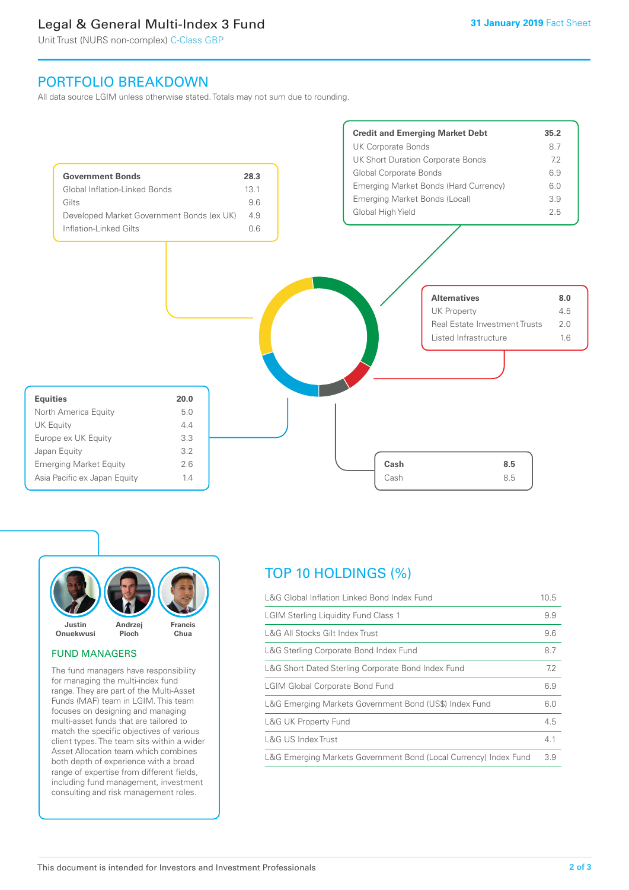## PORTFOLIO BREAKDOWN

All data source LGIM unless otherwise stated. Totals may not sum due to rounding.

| Government Bonds | 28.3 |
|---|---|
| Global Inflation-Linked Bonds | 13.1 |
| Gilts | 9.6 |
| Developed Market Government Bonds (ex UK) | 4.9 |
| Inflation-Linked Gilts | 0.6 |

| Credit and Emerging Market Debt | 35.2 |
|---|---|
| UK Corporate Bonds | 8.7 |
| UK Short Duration Corporate Bonds | 7.2 |
| Global Corporate Bonds | 6.9 |
| Emerging Market Bonds (Hard Currency) | 6.0 |
| Emerging Market Bonds (Local) | 3.9 |
| Global High Yield | 2.5 |

| Alternatives | 8.0 |
|---|---|
| UK Property | 4.5 |
| Real Estate Investment Trusts | 2.0 |
| Listed Infrastructure | 1.6 |

| Equities | 20.0 |
|---|---|
| North America Equity | 5.0 |
| UK Equity | 4.4 |
| Europe ex UK Equity | 3.3 |
| Japan Equity | 3.2 |
| Emerging Market Equity | 2.6 |
| Asia Pacific ex Japan Equity | 1.4 |

| Cash | 8.5 |
|---|---|
| Cash | 8.5 |

Justin Onuekwusi, Andrzej Pioch, Francis Chua

### FUND MANAGERS

The fund managers have responsibility for managing the multi-index fund range. They are part of the Multi-Asset Funds (MAF) team in LGIM. This team focuses on designing and managing multi-asset funds that are tailored to match the specific objectives of various client types. The team sits within a wider Asset Allocation team which combines both depth of experience with a broad range of expertise from different fields, including fund management, investment consulting and risk management roles.

## TOP 10 HOLDINGS (%)

| Holding | % |
|---|---|
| L&G Global Inflation Linked Bond Index Fund | 10.5 |
| LGIM Sterling Liquidity Fund Class 1 | 9.9 |
| L&G All Stocks Gilt Index Trust | 9.6 |
| L&G Sterling Corporate Bond Index Fund | 8.7 |
| L&G Short Dated Sterling Corporate Bond Index Fund | 7.2 |
| LGIM Global Corporate Bond Fund | 6.9 |
| L&G Emerging Markets Government Bond (US$) Index Fund | 6.0 |
| L&G UK Property Fund | 4.5 |
| L&G US Index Trust | 4.1 |
| L&G Emerging Markets Government Bond (Local Currency) Index Fund | 3.9 |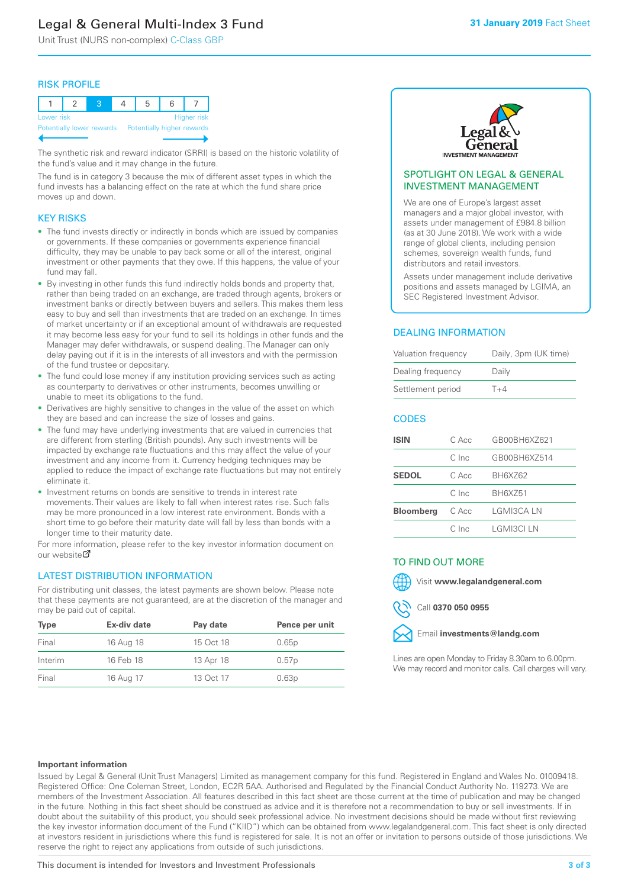# Legal & General Multi-Index 3 Fund

Unit Trust (NURS non-complex) C-Class GBP

31 January 2019 Fact Sheet

## RISK PROFILE

| 1 | 2 | 3 | 4 | 5 | 6 | 7 |
|---|---|---|---|---|---|---|

Lower risk — Higher risk

Potentially lower rewards — Potentially higher rewards

The synthetic risk and reward indicator (SRRI) is based on the historic volatility of the fund's value and it may change in the future.

The fund is in category 3 because the mix of different asset types in which the fund invests has a balancing effect on the rate at which the fund share price moves up and down.

## KEY RISKS

- The fund invests directly or indirectly in bonds which are issued by companies or governments. If these companies or governments experience financial difficulty, they may be unable to pay back some or all of the interest, original investment or other payments that they owe. If this happens, the value of your fund may fall.
- By investing in other funds this fund indirectly holds bonds and property that, rather than being traded on an exchange, are traded through agents, brokers or investment banks or directly between buyers and sellers. This makes them less easy to buy and sell than investments that are traded on an exchange. In times of market uncertainty or if an exceptional amount of withdrawals are requested it may become less easy for your fund to sell its holdings in other funds and the Manager may defer withdrawals, or suspend dealing. The Manager can only delay paying out if it is in the interests of all investors and with the permission of the fund trustee or depositary.
- The fund could lose money if any institution providing services such as acting as counterparty to derivatives or other instruments, becomes unwilling or unable to meet its obligations to the fund.
- Derivatives are highly sensitive to changes in the value of the asset on which they are based and can increase the size of losses and gains.
- The fund may have underlying investments that are valued in currencies that are different from sterling (British pounds). Any such investments will be impacted by exchange rate fluctuations and this may affect the value of your investment and any income from it. Currency hedging techniques may be applied to reduce the impact of exchange rate fluctuations but may not entirely eliminate it.
- Investment returns on bonds are sensitive to trends in interest rate movements. Their values are likely to fall when interest rates rise. Such falls may be more pronounced in a low interest rate environment. Bonds with a short time to go before their maturity date will fall by less than bonds with a longer time to their maturity date.

For more information, please refer to the key investor information document on our website

## LATEST DISTRIBUTION INFORMATION

For distributing unit classes, the latest payments are shown below. Please note that these payments are not guaranteed, are at the discretion of the manager and may be paid out of capital.

| Type | Ex-div date | Pay date | Pence per unit |
|---|---|---|---|
| Final | 16 Aug 18 | 15 Oct 18 | 0.65p |
| Interim | 16 Feb 18 | 13 Apr 18 | 0.57p |
| Final | 16 Aug 17 | 13 Oct 17 | 0.63p |

## SPOTLIGHT ON LEGAL & GENERAL INVESTMENT MANAGEMENT

We are one of Europe's largest asset managers and a major global investor, with assets under management of £984.8 billion (as at 30 June 2018). We work with a wide range of global clients, including pension schemes, sovereign wealth funds, fund distributors and retail investors.

Assets under management include derivative positions and assets managed by LGIMA, an SEC Registered Investment Advisor.

## DEALING INFORMATION

| | |
|---|---|
| Valuation frequency | Daily, 3pm (UK time) |
| Dealing frequency | Daily |
| Settlement period | T+4 |

## CODES

| | | |
|---|---|---|
| **ISIN** | C Acc | GB00BH6XZ621 |
| | C Inc | GB00BH6XZ514 |
| **SEDOL** | C Acc | BH6XZ62 |
| | C Inc | BH6XZ51 |
| **Bloomberg** | C Acc | LGMI3CA LN |
| | C Inc | LGMI3CI LN |

## TO FIND OUT MORE

Visit **www.legalandgeneral.com**

Call **0370 050 0955**

Email **investments@landg.com**

Lines are open Monday to Friday 8.30am to 6.00pm. We may record and monitor calls. Call charges will vary.

**Important information**

Issued by Legal & General (Unit Trust Managers) Limited as management company for this fund. Registered in England and Wales No. 01009418. Registered Office: One Coleman Street, London, EC2R 5AA. Authorised and Regulated by the Financial Conduct Authority No. 119273. We are members of the Investment Association. All features described in this fact sheet are those current at the time of publication and may be changed in the future. Nothing in this fact sheet should be construed as advice and it is therefore not a recommendation to buy or sell investments. If in doubt about the suitability of this product, you should seek professional advice. No investment decisions should be made without first reviewing the key investor information document of the Fund ("KIID") which can be obtained from www.legalandgeneral.com. This fact sheet is only directed at investors resident in jurisdictions where this fund is registered for sale. It is not an offer or invitation to persons outside of those jurisdictions. We reserve the right to reject any applications from outside of such jurisdictions.

This document is intended for Investors and Investment Professionals